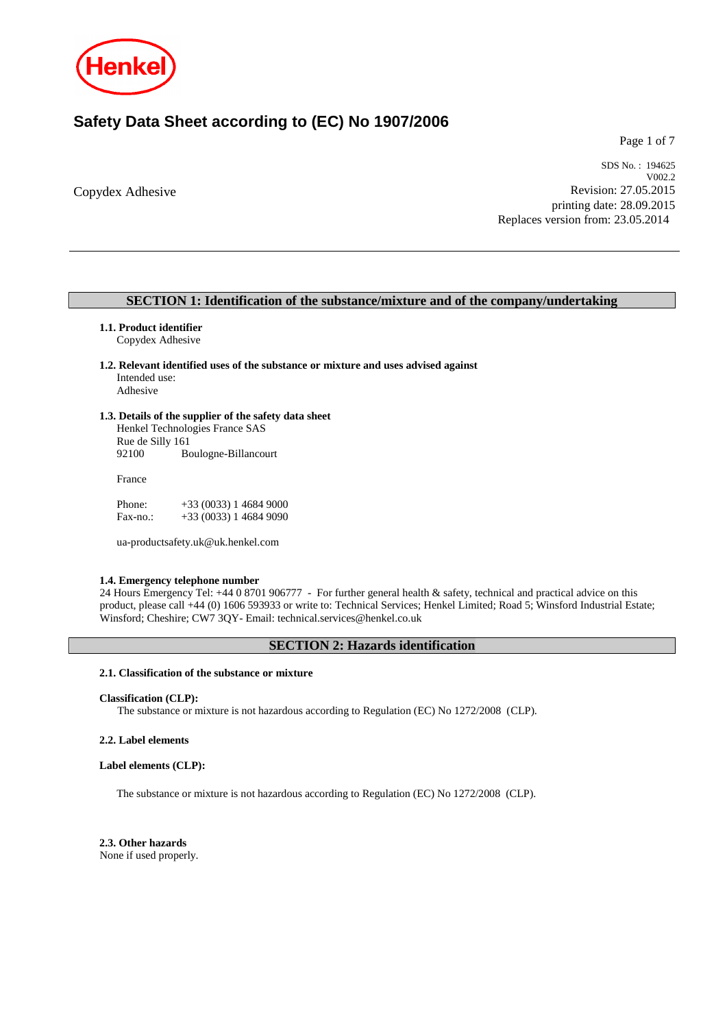# Safety Data Sheet according to (EC) No 1907/2006

Copydex Adhesive

SDS No. : 194625
V002.2
Revision: 27.05.2015
printing date: 28.09.2015
Replaces version from: 23.05.2014

## SECTION 1: Identification of the substance/mixture and of the company/undertaking

**1.1. Product identifier**

Copydex Adhesive

**1.2. Relevant identified uses of the substance or mixture and uses advised against**

Intended use:
Adhesive

**1.3. Details of the supplier of the safety data sheet**

Henkel Technologies France SAS
Rue de Silly 161
92100 Boulogne-Billancourt

France

Phone: +33 (0033) 1 4684 9000
Fax-no.: +33 (0033) 1 4684 9090

ua-productsafety.uk@uk.henkel.com

**1.4. Emergency telephone number**

24 Hours Emergency Tel: +44 0 8701 906777 - For further general health & safety, technical and practical advice on this product, please call +44 (0) 1606 593933 or write to: Technical Services; Henkel Limited; Road 5; Winsford Industrial Estate; Winsford; Cheshire; CW7 3QY- Email: technical.services@henkel.co.uk

## SECTION 2: Hazards identification

**2.1. Classification of the substance or mixture**

**Classification (CLP):**

The substance or mixture is not hazardous according to Regulation (EC) No 1272/2008 (CLP).

**2.2. Label elements**

**Label elements (CLP):**

The substance or mixture is not hazardous according to Regulation (EC) No 1272/2008 (CLP).

**2.3. Other hazards**

None if used properly.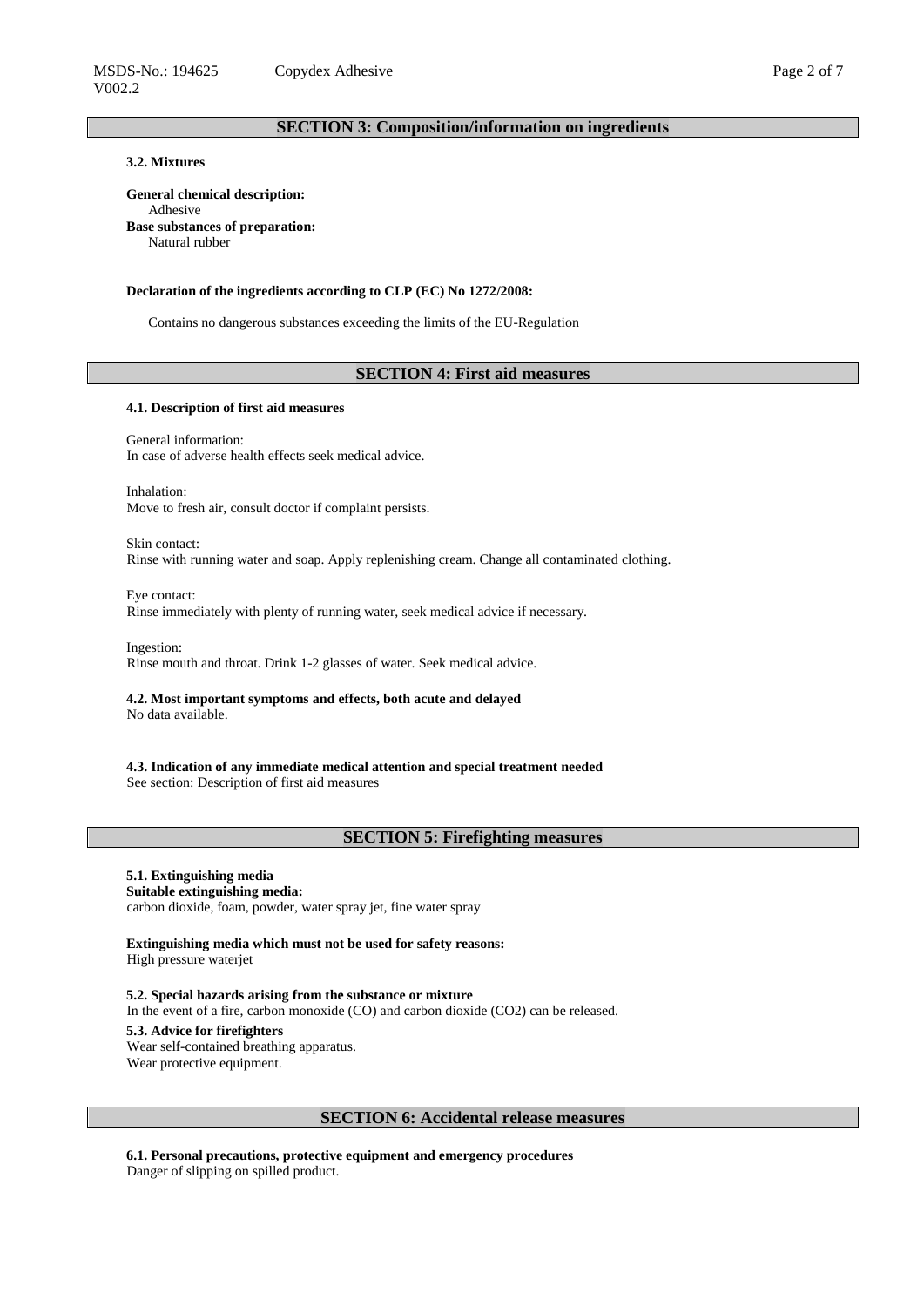## SECTION 3: Composition/information on ingredients

### 3.2. Mixtures

**General chemical description:**
Adhesive

**Base substances of preparation:**
Natural rubber

**Declaration of the ingredients according to CLP (EC) No 1272/2008:**

Contains no dangerous substances exceeding the limits of the EU-Regulation

## SECTION 4: First aid measures

### 4.1. Description of first aid measures

General information:
In case of adverse health effects seek medical advice.

Inhalation:
Move to fresh air, consult doctor if complaint persists.

Skin contact:
Rinse with running water and soap. Apply replenishing cream. Change all contaminated clothing.

Eye contact:
Rinse immediately with plenty of running water, seek medical advice if necessary.

Ingestion:
Rinse mouth and throat. Drink 1-2 glasses of water. Seek medical advice.

### 4.2. Most important symptoms and effects, both acute and delayed

No data available.

### 4.3. Indication of any immediate medical attention and special treatment needed

See section: Description of first aid measures

## SECTION 5: Firefighting measures

### 5.1. Extinguishing media

**Suitable extinguishing media:**
carbon dioxide, foam, powder, water spray jet, fine water spray

**Extinguishing media which must not be used for safety reasons:**
High pressure waterjet

### 5.2. Special hazards arising from the substance or mixture

In the event of a fire, carbon monoxide (CO) and carbon dioxide ($CO_2$) can be released.

### 5.3. Advice for firefighters

Wear self-contained breathing apparatus.
Wear protective equipment.

## SECTION 6: Accidental release measures

### 6.1. Personal precautions, protective equipment and emergency procedures

Danger of slipping on spilled product.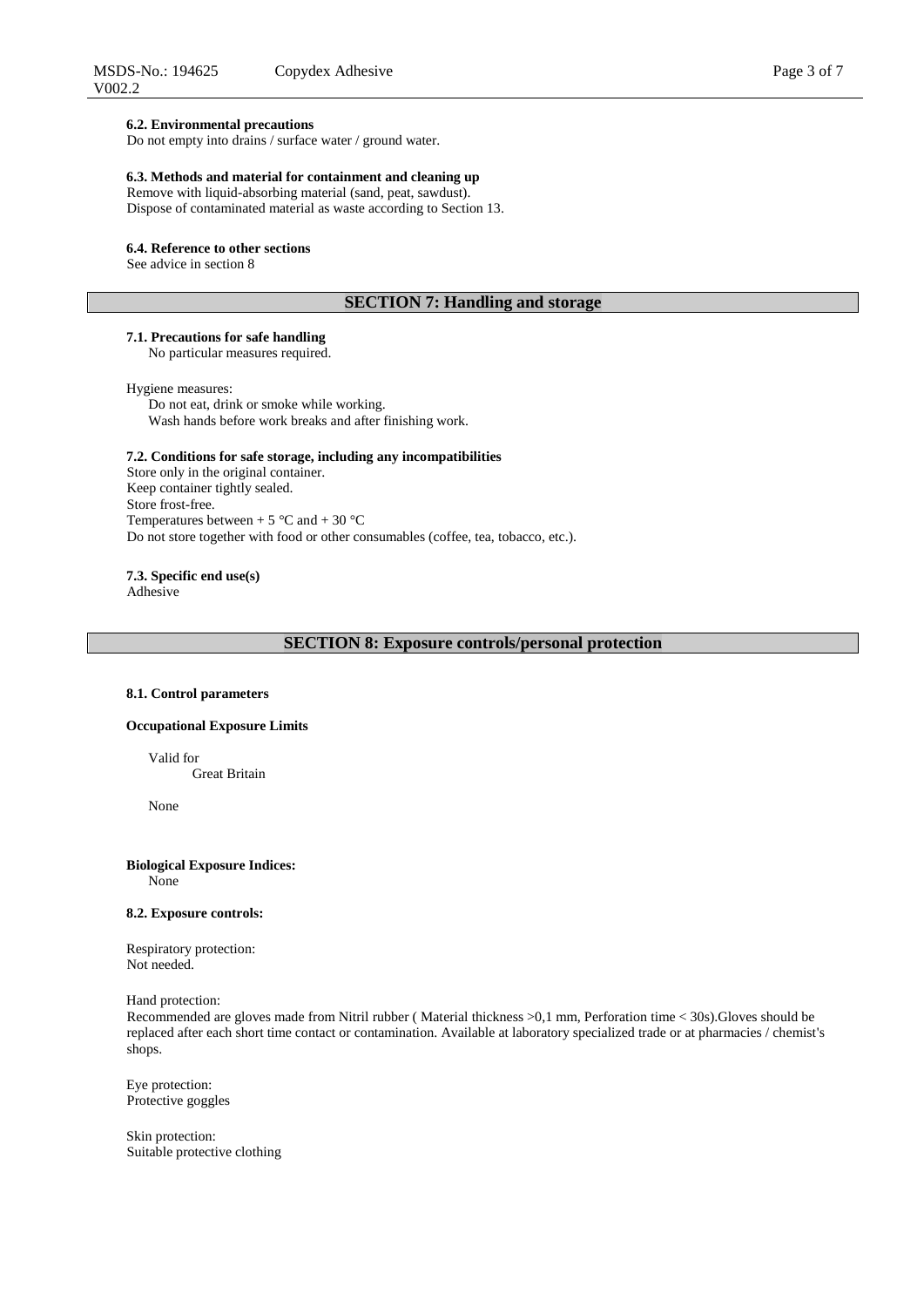#### 6.2. Environmental precautions

Do not empty into drains / surface water / ground water.

#### 6.3. Methods and material for containment and cleaning up

Remove with liquid-absorbing material (sand, peat, sawdust).
Dispose of contaminated material as waste according to Section 13.

#### 6.4. Reference to other sections

See advice in section 8

## SECTION 7: Handling and storage

#### 7.1. Precautions for safe handling

No particular measures required.

Hygiene measures:
Do not eat, drink or smoke while working.
Wash hands before work breaks and after finishing work.

#### 7.2. Conditions for safe storage, including any incompatibilities

Store only in the original container.
Keep container tightly sealed.
Store frost-free.
Temperatures between + 5 °C and + 30 °C
Do not store together with food or other consumables (coffee, tea, tobacco, etc.).

#### 7.3. Specific end use(s)

Adhesive

## SECTION 8: Exposure controls/personal protection

#### 8.1. Control parameters

**Occupational Exposure Limits**

Valid for
Great Britain

None

**Biological Exposure Indices:**
None

#### 8.2. Exposure controls:

Respiratory protection:
Not needed.

Hand protection:
Recommended are gloves made from Nitril rubber ( Material thickness >0,1 mm, Perforation time < 30s).Gloves should be replaced after each short time contact or contamination. Available at laboratory specialized trade or at pharmacies / chemist's shops.

Eye protection:
Protective goggles

Skin protection:
Suitable protective clothing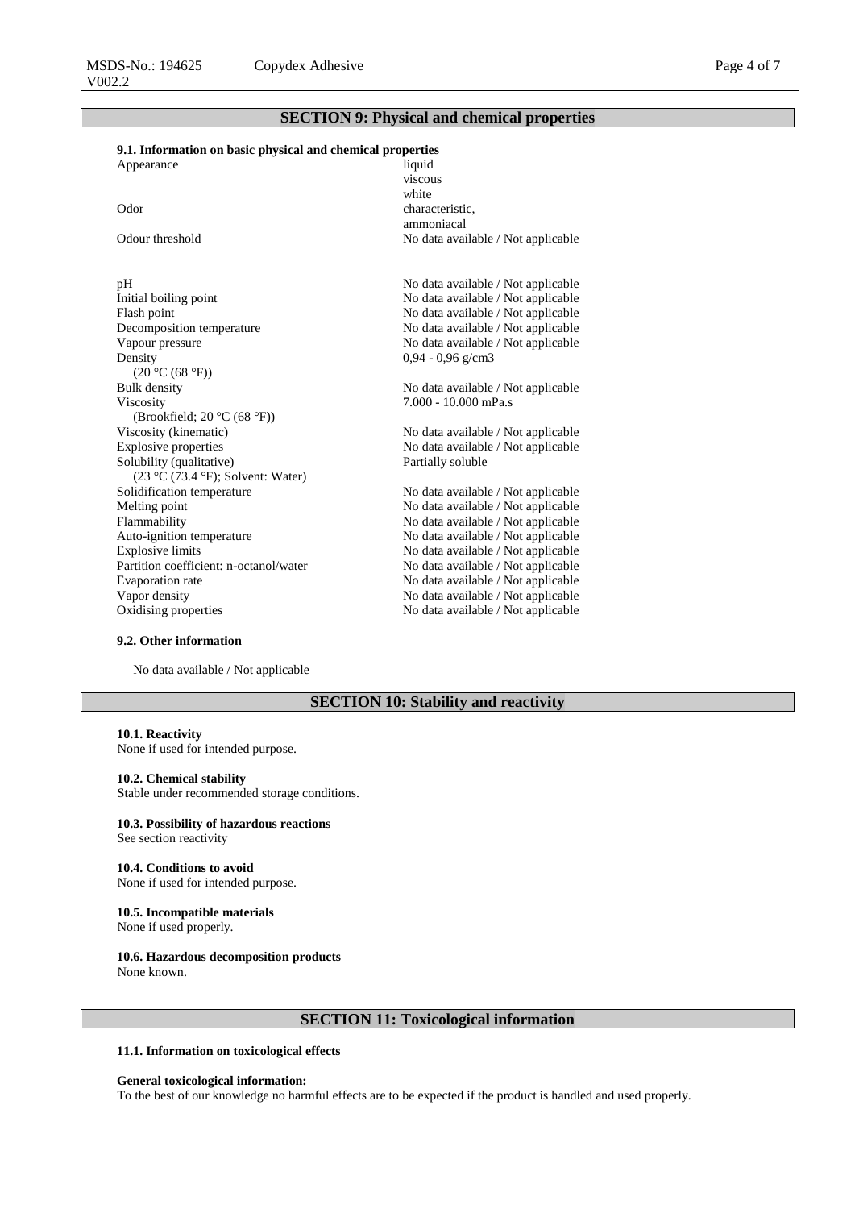## SECTION 9: Physical and chemical properties

### 9.1. Information on basic physical and chemical properties

| Property | Value |
|---|---|
| Appearance | liquid<br>viscous<br>white |
| Odor | characteristic,<br>ammoniacal |
| Odour threshold | No data available / Not applicable |
| pH | No data available / Not applicable |
| Initial boiling point | No data available / Not applicable |
| Flash point | No data available / Not applicable |
| Decomposition temperature | No data available / Not applicable |
| Vapour pressure | No data available / Not applicable |
| Density<br>(20 °C (68 °F)) | 0,94 - 0,96 g/cm3 |
| Bulk density | No data available / Not applicable |
| Viscosity<br>(Brookfield; 20 °C (68 °F)) | 7.000 - 10.000 mPa.s |
| Viscosity (kinematic) | No data available / Not applicable |
| Explosive properties | No data available / Not applicable |
| Solubility (qualitative)<br>(23 °C (73.4 °F); Solvent: Water) | Partially soluble |
| Solidification temperature | No data available / Not applicable |
| Melting point | No data available / Not applicable |
| Flammability | No data available / Not applicable |
| Auto-ignition temperature | No data available / Not applicable |
| Explosive limits | No data available / Not applicable |
| Partition coefficient: n-octanol/water | No data available / Not applicable |
| Evaporation rate | No data available / Not applicable |
| Vapor density | No data available / Not applicable |
| Oxidising properties | No data available / Not applicable |

### 9.2. Other information

No data available / Not applicable

## SECTION 10: Stability and reactivity

**10.1. Reactivity**
None if used for intended purpose.

**10.2. Chemical stability**
Stable under recommended storage conditions.

**10.3. Possibility of hazardous reactions**
See section reactivity

**10.4. Conditions to avoid**
None if used for intended purpose.

**10.5. Incompatible materials**
None if used properly.

**10.6. Hazardous decomposition products**
None known.

## SECTION 11: Toxicological information

### 11.1. Information on toxicological effects

**General toxicological information:**
To the best of our knowledge no harmful effects are to be expected if the product is handled and used properly.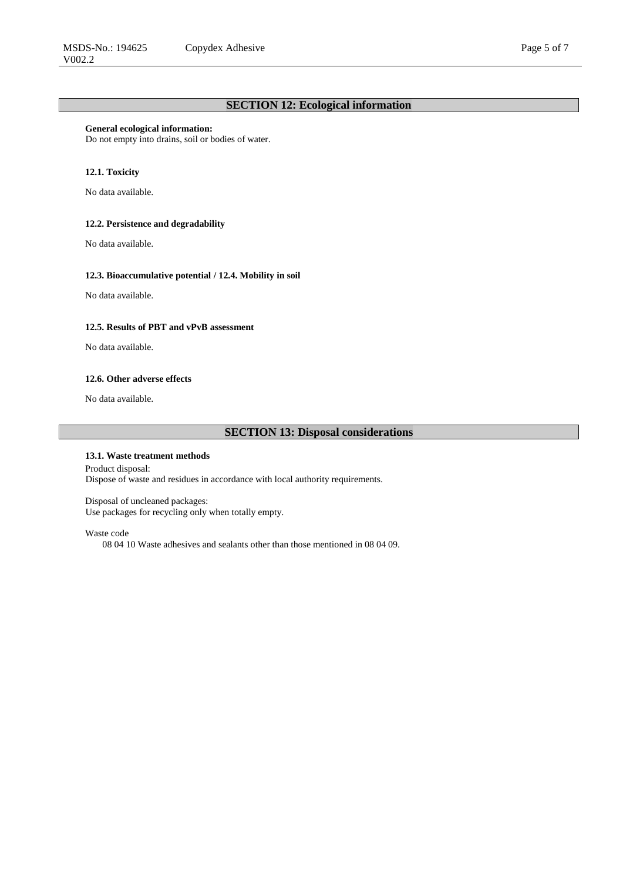## SECTION 12: Ecological information

**General ecological information:**
Do not empty into drains, soil or bodies of water.

**12.1. Toxicity**

No data available.

**12.2. Persistence and degradability**

No data available.

**12.3. Bioaccumulative potential / 12.4. Mobility in soil**

No data available.

**12.5. Results of PBT and vPvB assessment**

No data available.

**12.6. Other adverse effects**

No data available.

## SECTION 13: Disposal considerations

**13.1. Waste treatment methods**

Product disposal:
Dispose of waste and residues in accordance with local authority requirements.

Disposal of uncleaned packages:
Use packages for recycling only when totally empty.

Waste code
08 04 10 Waste adhesives and sealants other than those mentioned in 08 04 09.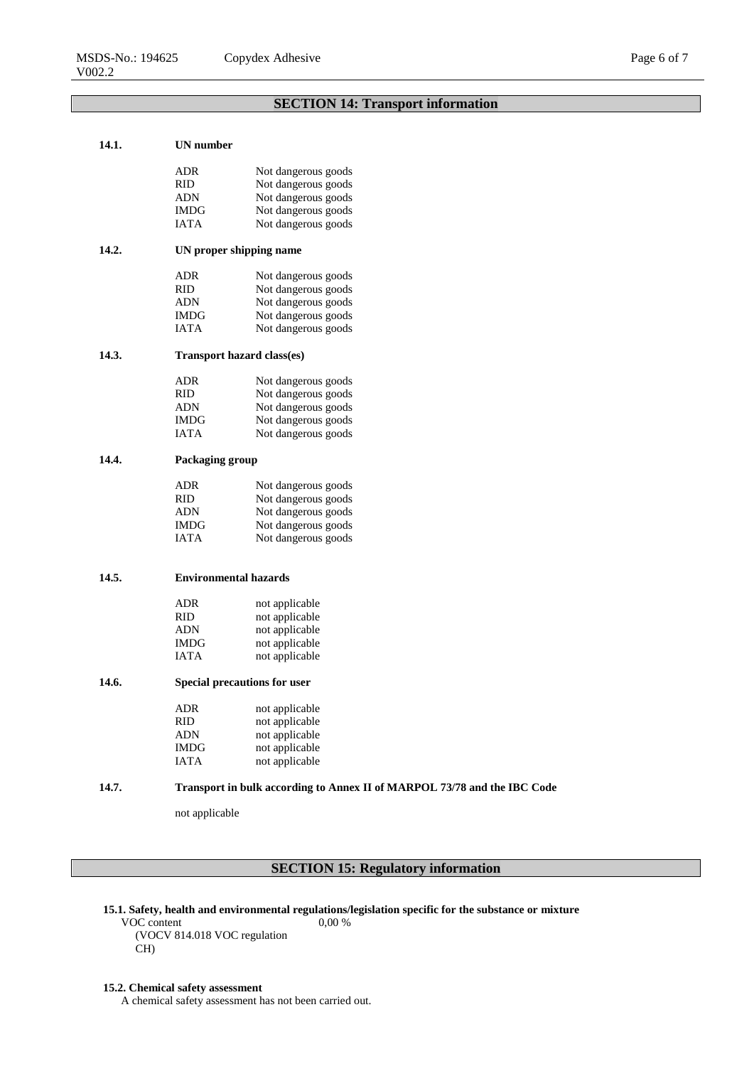## SECTION 14: Transport information

### 14.1. UN number

| | |
|---|---|
| ADR | Not dangerous goods |
| RID | Not dangerous goods |
| ADN | Not dangerous goods |
| IMDG | Not dangerous goods |
| IATA | Not dangerous goods |

### 14.2. UN proper shipping name

| | |
|---|---|
| ADR | Not dangerous goods |
| RID | Not dangerous goods |
| ADN | Not dangerous goods |
| IMDG | Not dangerous goods |
| IATA | Not dangerous goods |

### 14.3. Transport hazard class(es)

| | |
|---|---|
| ADR | Not dangerous goods |
| RID | Not dangerous goods |
| ADN | Not dangerous goods |
| IMDG | Not dangerous goods |
| IATA | Not dangerous goods |

### 14.4. Packaging group

| | |
|---|---|
| ADR | Not dangerous goods |
| RID | Not dangerous goods |
| ADN | Not dangerous goods |
| IMDG | Not dangerous goods |
| IATA | Not dangerous goods |

### 14.5. Environmental hazards

| | |
|---|---|
| ADR | not applicable |
| RID | not applicable |
| ADN | not applicable |
| IMDG | not applicable |
| IATA | not applicable |

### 14.6. Special precautions for user

| | |
|---|---|
| ADR | not applicable |
| RID | not applicable |
| ADN | not applicable |
| IMDG | not applicable |
| IATA | not applicable |

### 14.7. Transport in bulk according to Annex II of MARPOL 73/78 and the IBC Code

not applicable

## SECTION 15: Regulatory information

### 15.1. Safety, health and environmental regulations/legislation specific for the substance or mixture

VOC content (VOCV 814.018 VOC regulation CH): 0,00 %

### 15.2. Chemical safety assessment

A chemical safety assessment has not been carried out.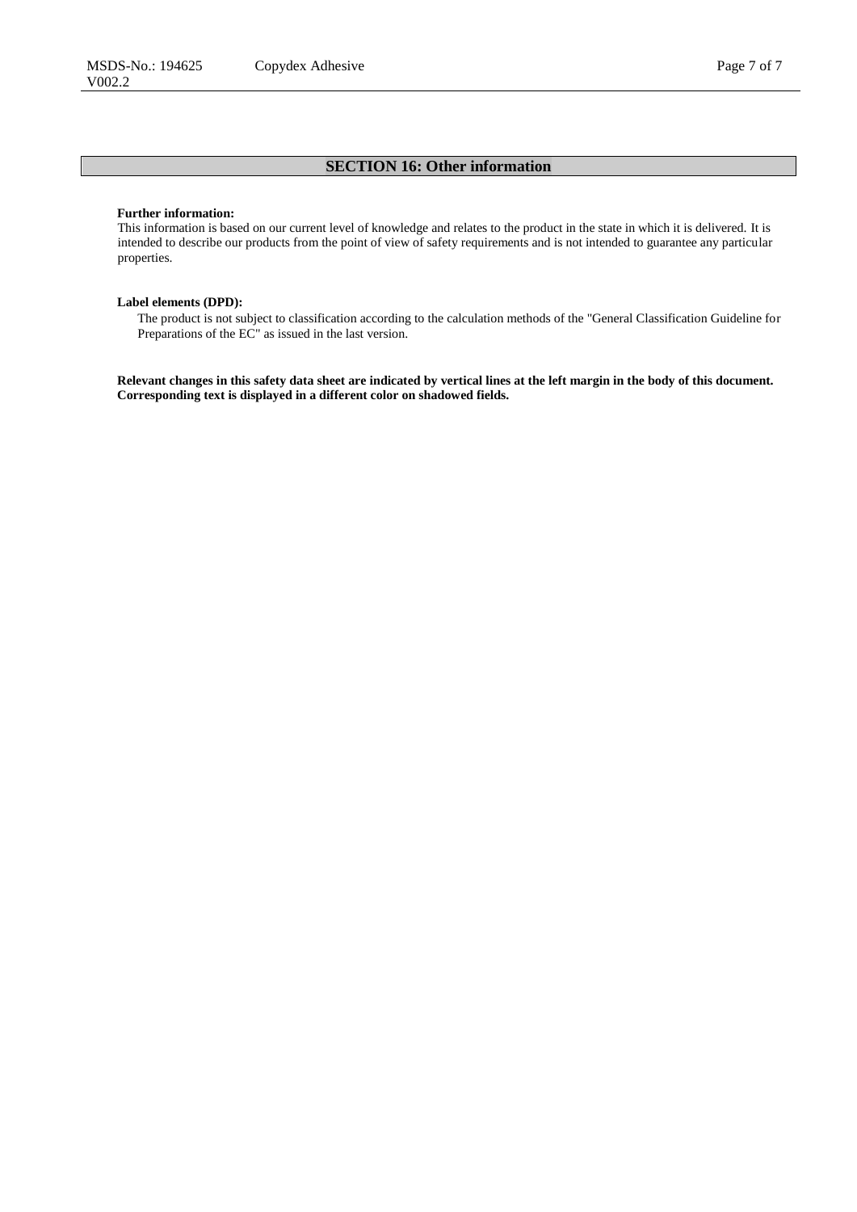## SECTION 16: Other information

**Further information:**
This information is based on our current level of knowledge and relates to the product in the state in which it is delivered. It is intended to describe our products from the point of view of safety requirements and is not intended to guarantee any particular properties.

**Label elements (DPD):**
The product is not subject to classification according to the calculation methods of the "General Classification Guideline for Preparations of the EC" as issued in the last version.

**Relevant changes in this safety data sheet are indicated by vertical lines at the left margin in the body of this document. Corresponding text is displayed in a different color on shadowed fields.**